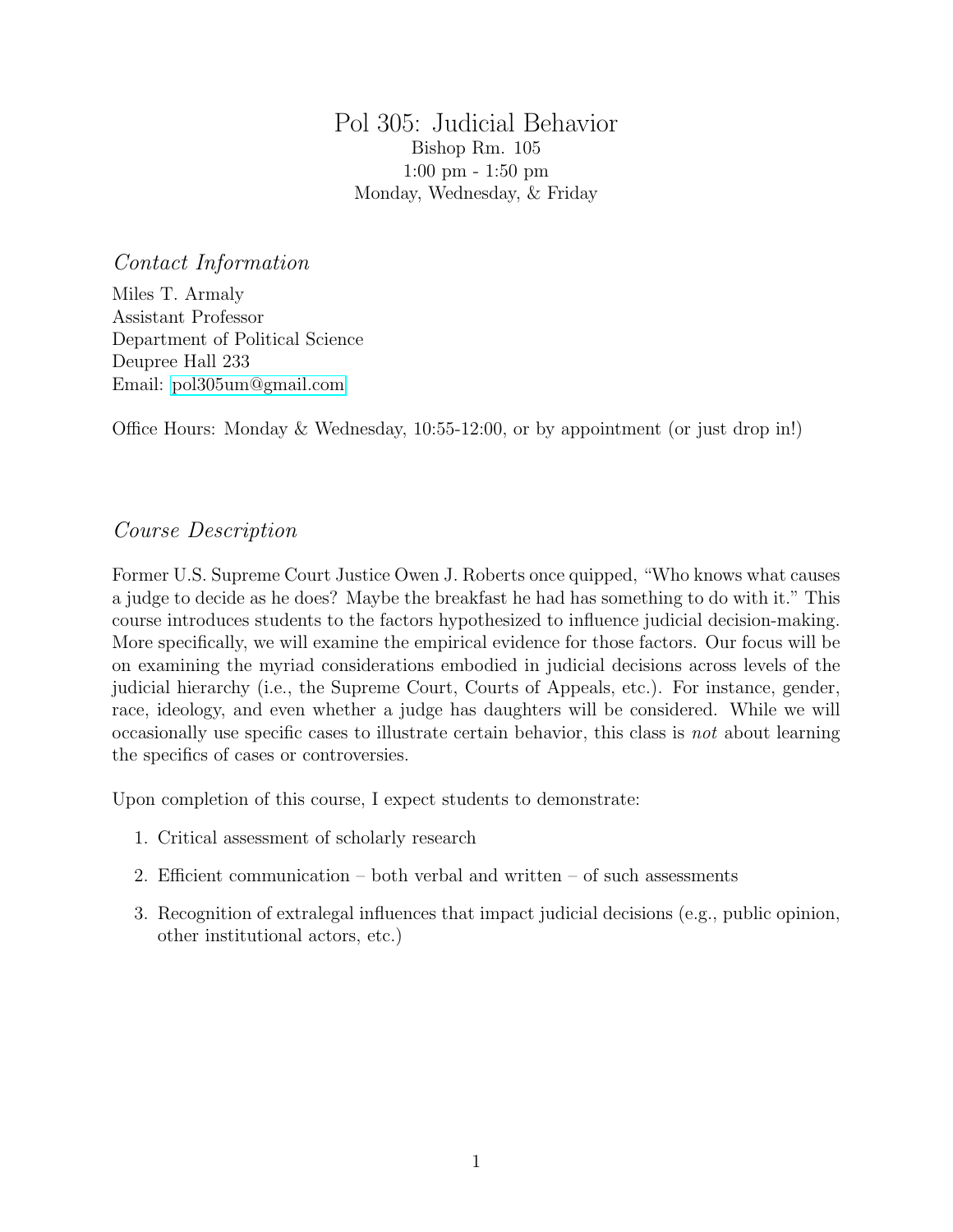# Pol 305: Judicial Behavior

Bishop Rm. 105
1:00 pm - 1:50 pm
Monday, Wednesday, & Friday

## *Contact Information*

Miles T. Armaly
Assistant Professor
Department of Political Science
Deupree Hall 233
Email: pol305um@gmail.com

Office Hours: Monday & Wednesday, 10:55-12:00, or by appointment (or just drop in!)

## *Course Description*

Former U.S. Supreme Court Justice Owen J. Roberts once quipped, "Who knows what causes a judge to decide as he does? Maybe the breakfast he had has something to do with it." This course introduces students to the factors hypothesized to influence judicial decision-making. More specifically, we will examine the empirical evidence for those factors. Our focus will be on examining the myriad considerations embodied in judicial decisions across levels of the judicial hierarchy (i.e., the Supreme Court, Courts of Appeals, etc.). For instance, gender, race, ideology, and even whether a judge has daughters will be considered. While we will occasionally use specific cases to illustrate certain behavior, this class is *not* about learning the specifics of cases or controversies.

Upon completion of this course, I expect students to demonstrate:

1. Critical assessment of scholarly research
2. Efficient communication – both verbal and written – of such assessments
3. Recognition of extralegal influences that impact judicial decisions (e.g., public opinion, other institutional actors, etc.)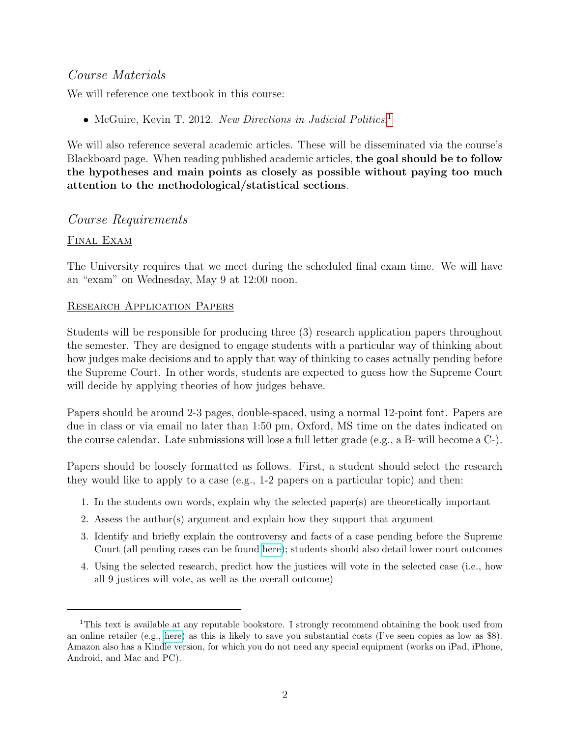## *Course Materials*

We will reference one textbook in this course:

- McGuire, Kevin T. 2012. *New Directions in Judicial Politics*.[1]

We will also reference several academic articles. These will be disseminated via the course's Blackboard page. When reading published academic articles, **the goal should be to follow the hypotheses and main points as closely as possible without paying too much attention to the methodological/statistical sections**.

## *Course Requirements*

### Final Exam

The University requires that we meet during the scheduled final exam time. We will have an "exam" on Wednesday, May 9 at 12:00 noon.

### Research Application Papers

Students will be responsible for producing three (3) research application papers throughout the semester. They are designed to engage students with a particular way of thinking about how judges make decisions and to apply that way of thinking to cases actually pending before the Supreme Court. In other words, students are expected to guess how the Supreme Court will decide by applying theories of how judges behave.

Papers should be around 2-3 pages, double-spaced, using a normal 12-point font. Papers are due in class or via email no later than 1:50 pm, Oxford, MS time on the dates indicated on the course calendar. Late submissions will lose a full letter grade (e.g., a B- will become a C-).

Papers should be loosely formatted as follows. First, a student should select the research they would like to apply to a case (e.g., 1-2 papers on a particular topic) and then:

1. In the students own words, explain why the selected paper(s) are theoretically important
2. Assess the author(s) argument and explain how they support that argument
3. Identify and briefly explain the controversy and facts of a case pending before the Supreme Court (all pending cases can be found here); students should also detail lower court outcomes
4. Using the selected research, predict how the justices will vote in the selected case (i.e., how all 9 justices will vote, as well as the overall outcome)

---

[1] This text is available at any reputable bookstore. I strongly recommend obtaining the book used from an online retailer (e.g., here) as this is likely to save you substantial costs (I've seen copies as low as $8). Amazon also has a Kindle version, for which you do not need any special equipment (works on iPad, iPhone, Android, and Mac and PC).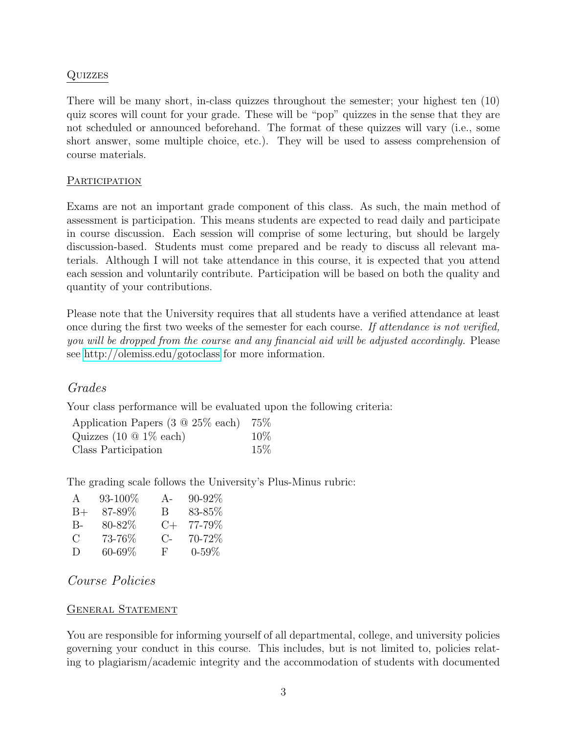#### Quizzes

There will be many short, in-class quizzes throughout the semester; your highest ten (10) quiz scores will count for your grade. These will be "pop" quizzes in the sense that they are not scheduled or announced beforehand. The format of these quizzes will vary (i.e., some short answer, some multiple choice, etc.). They will be used to assess comprehension of course materials.

#### Participation

Exams are not an important grade component of this class. As such, the main method of assessment is participation. This means students are expected to read daily and participate in course discussion. Each session will comprise of some lecturing, but should be largely discussion-based. Students must come prepared and be ready to discuss all relevant materials. Although I will not take attendance in this course, it is expected that you attend each session and voluntarily contribute. Participation will be based on both the quality and quantity of your contributions.

Please note that the University requires that all students have a verified attendance at least once during the first two weeks of the semester for each course. *If attendance is not verified, you will be dropped from the course and any financial aid will be adjusted accordingly.* Please see http://olemiss.edu/gotoclass for more information.

## *Grades*

Your class performance will be evaluated upon the following criteria:

| | |
|---|---|
| Application Papers (3 @ 25% each) | 75% |
| Quizzes (10 @ 1% each) | 10% |
| Class Participation | 15% |

The grading scale follows the University's Plus-Minus rubric:

| | | | |
|---|---|---|---|
| A | 93-100% | A- | 90-92% |
| B+ | 87-89% | B | 83-85% |
| B- | 80-82% | C+ | 77-79% |
| C | 73-76% | C- | 70-72% |
| D | 60-69% | F | 0-59% |

## *Course Policies*

#### General Statement

You are responsible for informing yourself of all departmental, college, and university policies governing your conduct in this course. This includes, but is not limited to, policies relating to plagiarism/academic integrity and the accommodation of students with documented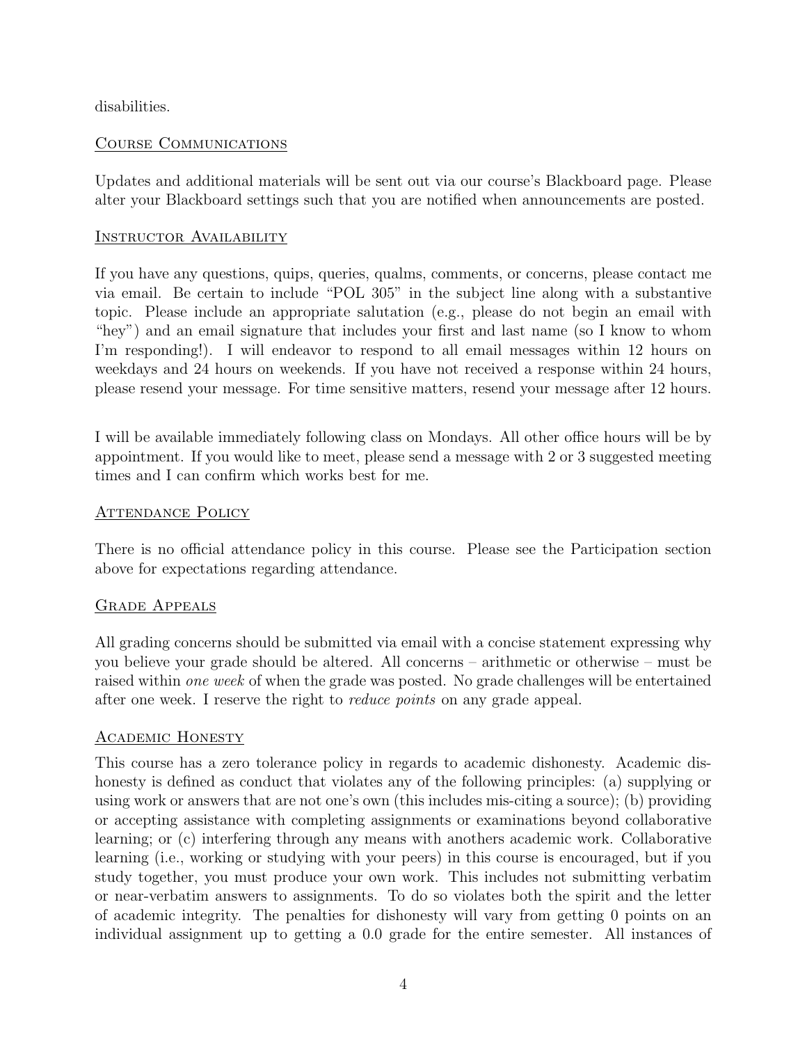disabilities.

## Course Communications

Updates and additional materials will be sent out via our course's Blackboard page. Please alter your Blackboard settings such that you are notified when announcements are posted.

## Instructor Availability

If you have any questions, quips, queries, qualms, comments, or concerns, please contact me via email. Be certain to include "POL 305" in the subject line along with a substantive topic. Please include an appropriate salutation (e.g., please do not begin an email with "hey") and an email signature that includes your first and last name (so I know to whom I'm responding!). I will endeavor to respond to all email messages within 12 hours on weekdays and 24 hours on weekends. If you have not received a response within 24 hours, please resend your message. For time sensitive matters, resend your message after 12 hours.

I will be available immediately following class on Mondays. All other office hours will be by appointment. If you would like to meet, please send a message with 2 or 3 suggested meeting times and I can confirm which works best for me.

## Attendance Policy

There is no official attendance policy in this course. Please see the Participation section above for expectations regarding attendance.

## Grade Appeals

All grading concerns should be submitted via email with a concise statement expressing why you believe your grade should be altered. All concerns – arithmetic or otherwise – must be raised within *one week* of when the grade was posted. No grade challenges will be entertained after one week. I reserve the right to *reduce points* on any grade appeal.

## Academic Honesty

This course has a zero tolerance policy in regards to academic dishonesty. Academic dishonesty is defined as conduct that violates any of the following principles: (a) supplying or using work or answers that are not one's own (this includes mis-citing a source); (b) providing or accepting assistance with completing assignments or examinations beyond collaborative learning; or (c) interfering through any means with anothers academic work. Collaborative learning (i.e., working or studying with your peers) in this course is encouraged, but if you study together, you must produce your own work. This includes not submitting verbatim or near-verbatim answers to assignments. To do so violates both the spirit and the letter of academic integrity. The penalties for dishonesty will vary from getting 0 points on an individual assignment up to getting a 0.0 grade for the entire semester. All instances of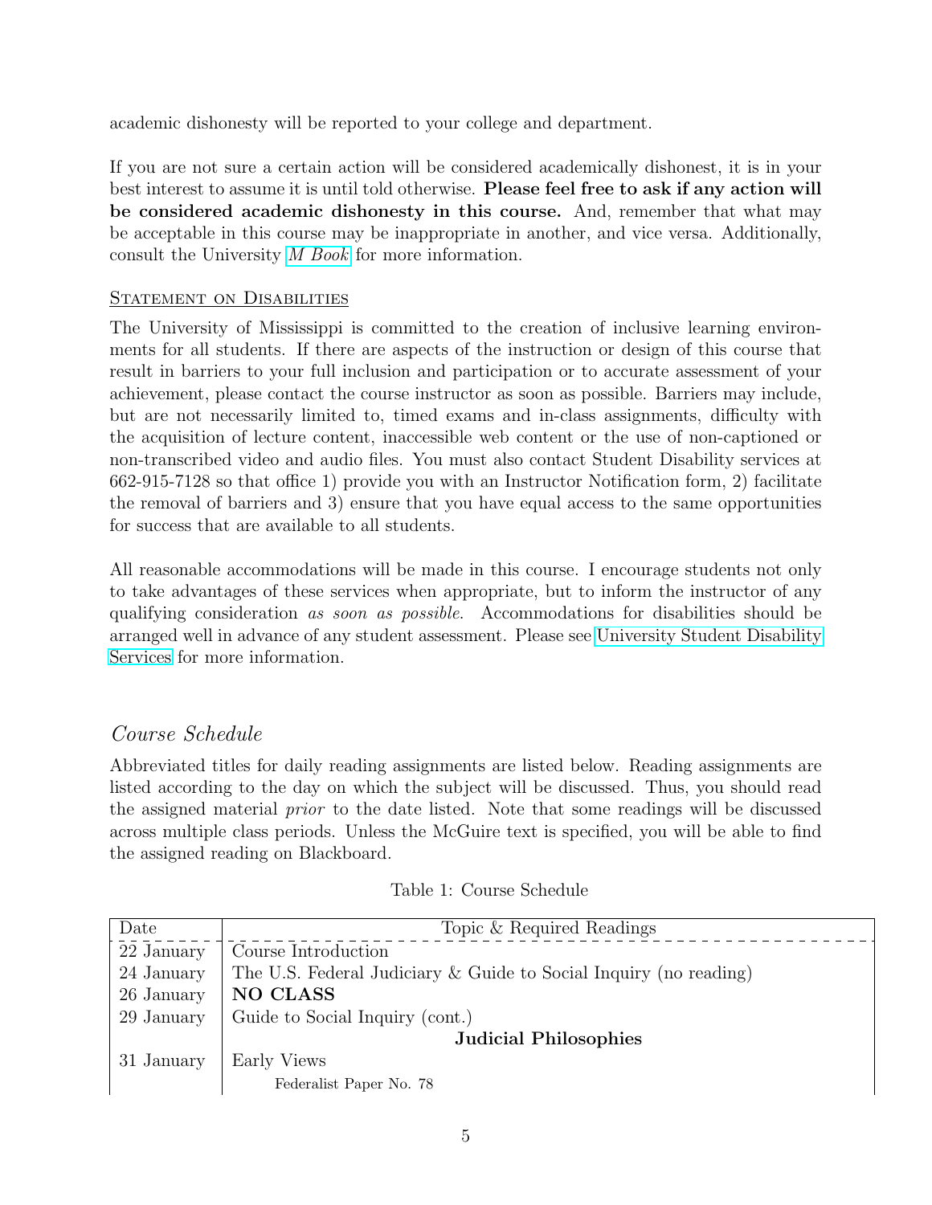academic dishonesty will be reported to your college and department.

If you are not sure a certain action will be considered academically dishonest, it is in your best interest to assume it is until told otherwise. **Please feel free to ask if any action will be considered academic dishonesty in this course.** And, remember that what may be acceptable in this course may be inappropriate in another, and vice versa. Additionally, consult the University *M Book* for more information.

### Statement on Disabilities

The University of Mississippi is committed to the creation of inclusive learning environments for all students. If there are aspects of the instruction or design of this course that result in barriers to your full inclusion and participation or to accurate assessment of your achievement, please contact the course instructor as soon as possible. Barriers may include, but are not necessarily limited to, timed exams and in-class assignments, difficulty with the acquisition of lecture content, inaccessible web content or the use of non-captioned or non-transcribed video and audio files. You must also contact Student Disability services at 662-915-7128 so that office 1) provide you with an Instructor Notification form, 2) facilitate the removal of barriers and 3) ensure that you have equal access to the same opportunities for success that are available to all students.

All reasonable accommodations will be made in this course. I encourage students not only to take advantages of these services when appropriate, but to inform the instructor of any qualifying consideration *as soon as possible*. Accommodations for disabilities should be arranged well in advance of any student assessment. Please see University Student Disability Services for more information.

## *Course Schedule*

Abbreviated titles for daily reading assignments are listed below. Reading assignments are listed according to the day on which the subject will be discussed. Thus, you should read the assigned material *prior* to the date listed. Note that some readings will be discussed across multiple class periods. Unless the McGuire text is specified, you will be able to find the assigned reading on Blackboard.

Table 1: Course Schedule

| Date | Topic & Required Readings |
|---|---|
| 22 January | Course Introduction |
| 24 January | The U.S. Federal Judiciary & Guide to Social Inquiry (no reading) |
| 26 January | **NO CLASS** |
| 29 January | Guide to Social Inquiry (cont.) |
| | **Judicial Philosophies** |
| 31 January | Early Views |
| | Federalist Paper No. 78 |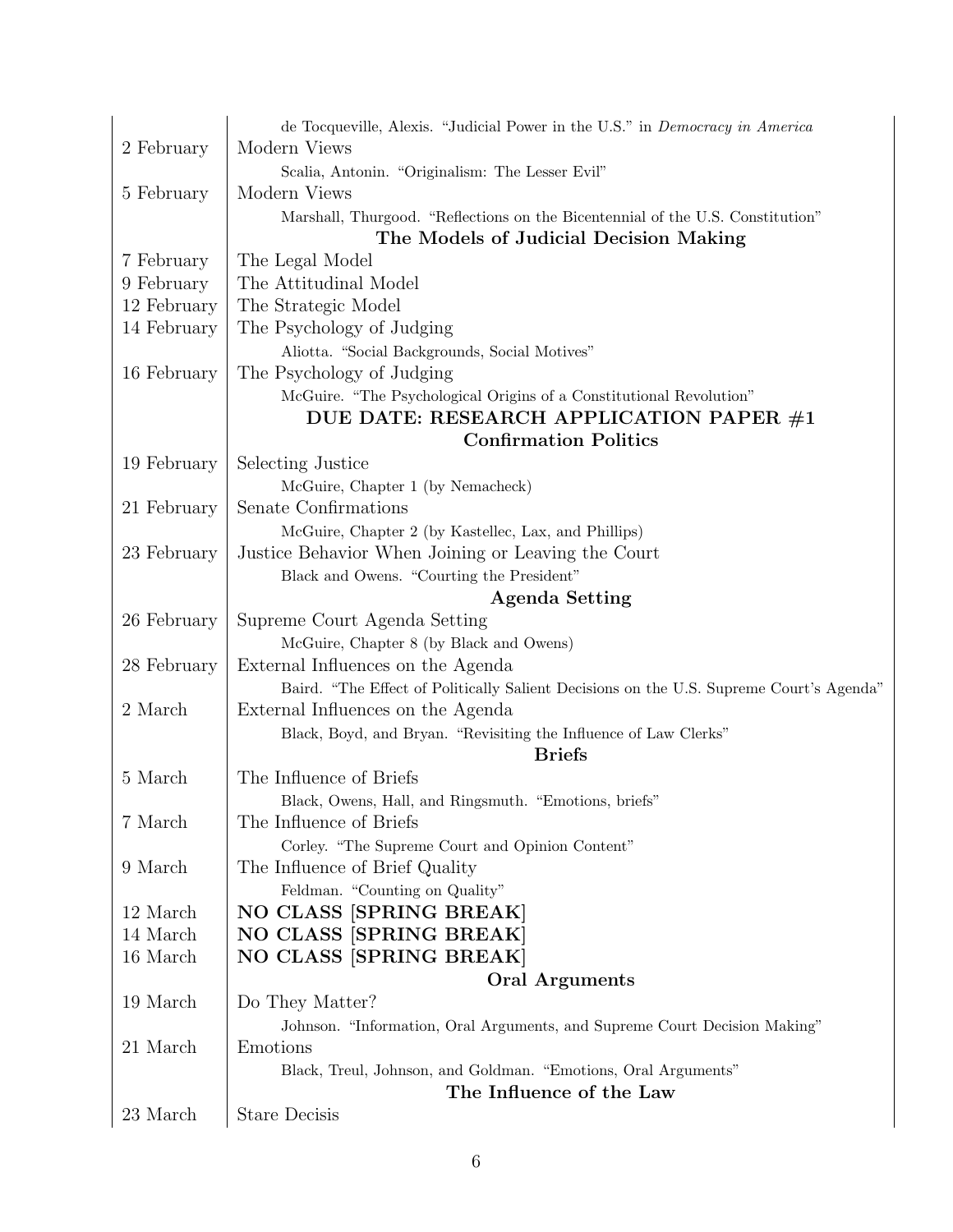| | |
|---|---|
| | de Tocqueville, Alexis. "Judicial Power in the U.S." in *Democracy in America* |
| 2 February | Modern Views |
| | Scalia, Antonin. "Originalism: The Lesser Evil" |
| 5 February | Modern Views |
| | Marshall, Thurgood. "Reflections on the Bicentennial of the U.S. Constitution" |
| | **The Models of Judicial Decision Making** |
| 7 February | The Legal Model |
| 9 February | The Attitudinal Model |
| 12 February | The Strategic Model |
| 14 February | The Psychology of Judging |
| | Aliotta. "Social Backgrounds, Social Motives" |
| 16 February | The Psychology of Judging |
| | McGuire. "The Psychological Origins of a Constitutional Revolution" |
| | **DUE DATE: RESEARCH APPLICATION PAPER #1** |
| | **Confirmation Politics** |
| 19 February | Selecting Justice |
| | McGuire, Chapter 1 (by Nemacheck) |
| 21 February | Senate Confirmations |
| | McGuire, Chapter 2 (by Kastellec, Lax, and Phillips) |
| 23 February | Justice Behavior When Joining or Leaving the Court |
| | Black and Owens. "Courting the President" |
| | **Agenda Setting** |
| 26 February | Supreme Court Agenda Setting |
| | McGuire, Chapter 8 (by Black and Owens) |
| 28 February | External Influences on the Agenda |
| | Baird. "The Effect of Politically Salient Decisions on the U.S. Supreme Court's Agenda" |
| 2 March | External Influences on the Agenda |
| | Black, Boyd, and Bryan. "Revisiting the Influence of Law Clerks" |
| | **Briefs** |
| 5 March | The Influence of Briefs |
| | Black, Owens, Hall, and Ringsmuth. "Emotions, briefs" |
| 7 March | The Influence of Briefs |
| | Corley. "The Supreme Court and Opinion Content" |
| 9 March | The Influence of Brief Quality |
| | Feldman. "Counting on Quality" |
| 12 March | **NO CLASS [SPRING BREAK]** |
| 14 March | **NO CLASS [SPRING BREAK]** |
| 16 March | **NO CLASS [SPRING BREAK]** |
| | **Oral Arguments** |
| 19 March | Do They Matter? |
| | Johnson. "Information, Oral Arguments, and Supreme Court Decision Making" |
| 21 March | Emotions |
| | Black, Treul, Johnson, and Goldman. "Emotions, Oral Arguments" |
| | **The Influence of the Law** |
| 23 March | Stare Decisis |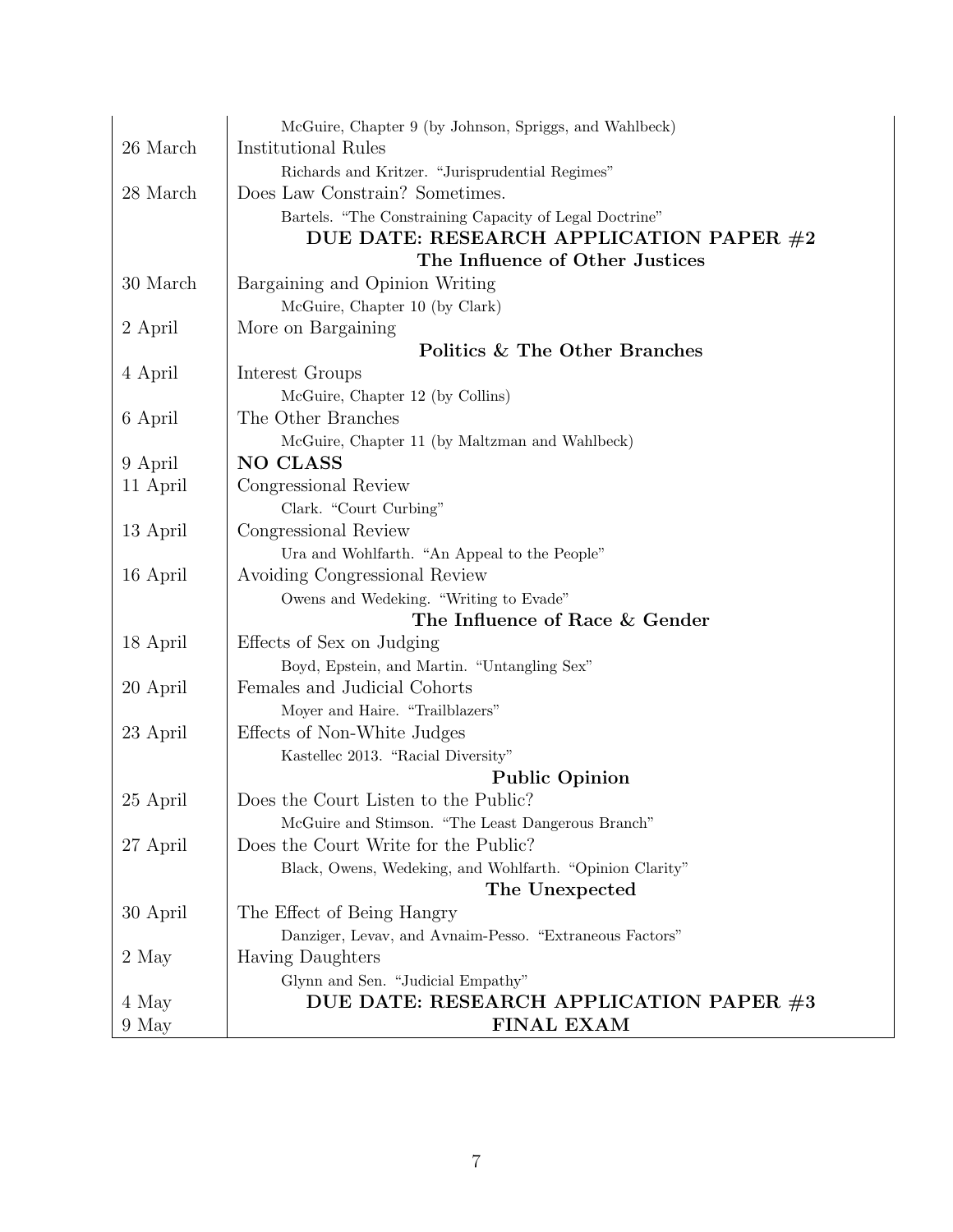| | |
|---|---|
| | McGuire, Chapter 9 (by Johnson, Spriggs, and Wahlbeck) |
| 26 March | Institutional Rules |
| | Richards and Kritzer. "Jurisprudential Regimes" |
| 28 March | Does Law Constrain? Sometimes. |
| | Bartels. "The Constraining Capacity of Legal Doctrine" |
| | **DUE DATE: RESEARCH APPLICATION PAPER #2** |
| | **The Influence of Other Justices** |
| 30 March | Bargaining and Opinion Writing |
| | McGuire, Chapter 10 (by Clark) |
| 2 April | More on Bargaining |
| | **Politics & The Other Branches** |
| 4 April | Interest Groups |
| | McGuire, Chapter 12 (by Collins) |
| 6 April | The Other Branches |
| | McGuire, Chapter 11 (by Maltzman and Wahlbeck) |
| 9 April | **NO CLASS** |
| 11 April | Congressional Review |
| | Clark. "Court Curbing" |
| 13 April | Congressional Review |
| | Ura and Wohlfarth. "An Appeal to the People" |
| 16 April | Avoiding Congressional Review |
| | Owens and Wedeking. "Writing to Evade" |
| | **The Influence of Race & Gender** |
| 18 April | Effects of Sex on Judging |
| | Boyd, Epstein, and Martin. "Untangling Sex" |
| 20 April | Females and Judicial Cohorts |
| | Moyer and Haire. "Trailblazers" |
| 23 April | Effects of Non-White Judges |
| | Kastellec 2013. "Racial Diversity" |
| | **Public Opinion** |
| 25 April | Does the Court Listen to the Public? |
| | McGuire and Stimson. "The Least Dangerous Branch" |
| 27 April | Does the Court Write for the Public? |
| | Black, Owens, Wedeking, and Wohlfarth. "Opinion Clarity" |
| | **The Unexpected** |
| 30 April | The Effect of Being Hangry |
| | Danziger, Levav, and Avnaim-Pesso. "Extraneous Factors" |
| 2 May | Having Daughters |
| | Glynn and Sen. "Judicial Empathy" |
| 4 May | **DUE DATE: RESEARCH APPLICATION PAPER #3** |
| 9 May | **FINAL EXAM** |